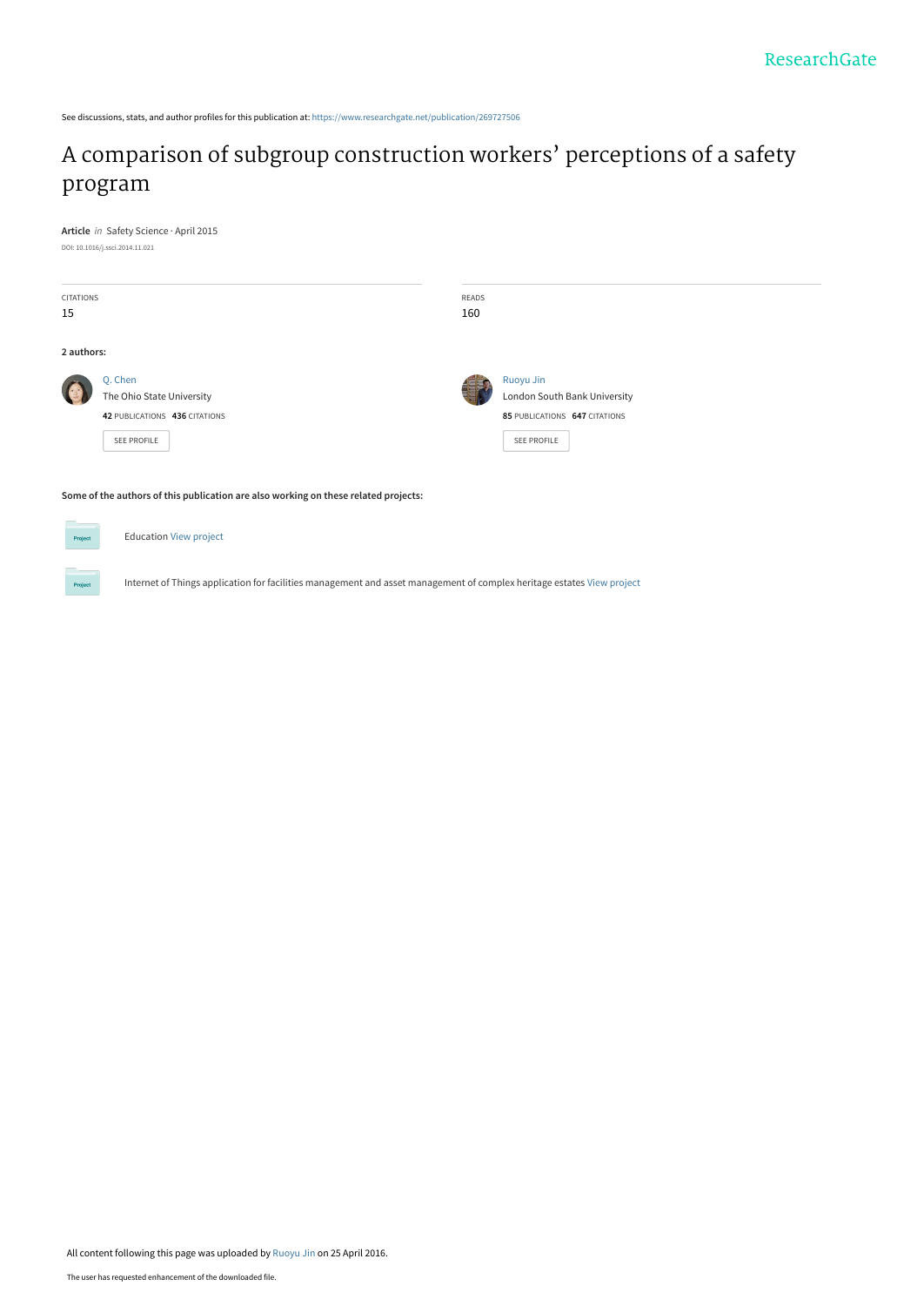See discussions, stats, and author profiles for this publication at: https://www.researchgate.net/publication/269727506

# A comparison of subgroup construction workers' perceptions of a safety program

**Article** *in* Safety Science · April 2015

DOI: 10.1016/j.ssci.2014.11.021

| CITATIONS | READS |
| --- | --- |
| 15 | 160 |

**2 authors:**

**Q. Chen**
The Ohio State University
**42** PUBLICATIONS **436** CITATIONS

SEE PROFILE

**Ruoyu Jin**
London South Bank University
**85** PUBLICATIONS **647** CITATIONS

SEE PROFILE

**Some of the authors of this publication are also working on these related projects:**

Education View project

Internet of Things application for facilities management and asset management of complex heritage estates View project

All content following this page was uploaded by Ruoyu Jin on 25 April 2016.

The user has requested enhancement of the downloaded file.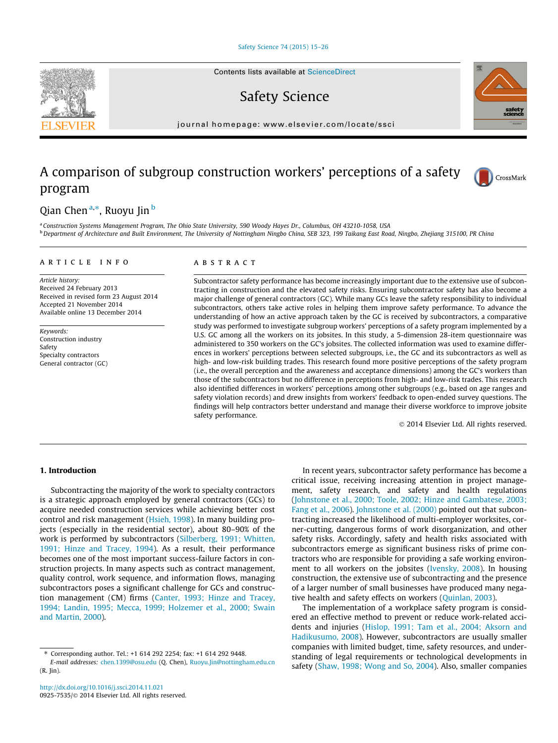# A comparison of subgroup construction workers' perceptions of a safety program

Qian Chen [a,*], Ruoyu Jin [b]

[a] Construction Systems Management Program, The Ohio State University, 590 Woody Hayes Dr., Columbus, OH 43210-1058, USA

[b] Department of Architecture and Built Environment, The University of Nottingham Ningbo China, SEB 323, 199 Taikang East Road, Ningbo, Zhejiang 315100, PR China

## ARTICLE INFO

*Article history:*
Received 24 February 2013
Received in revised form 23 August 2014
Accepted 21 November 2014
Available online 13 December 2014

*Keywords:*
Construction industry
Safety
Specialty contractors
General contractor (GC)

## ABSTRACT

Subcontractor safety performance has become increasingly important due to the extensive use of subcontracting in construction and the elevated safety risks. Ensuring subcontractor safety has also become a major challenge of general contractors (GC). While many GCs leave the safety responsibility to individual subcontractors, others take active roles in helping them improve safety performance. To advance the understanding of how an active approach taken by the GC is received by subcontractors, a comparative study was performed to investigate subgroup workers' perceptions of a safety program implemented by a U.S. GC among all the workers on its jobsites. In this study, a 5-dimension 28-item questionnaire was administered to 350 workers on the GC's jobsites. The collected information was used to examine differences in workers' perceptions between selected subgroups, i.e., the GC and its subcontractors as well as high- and low-risk building trades. This research found more positive perceptions of the safety program (i.e., the overall perception and the awareness and acceptance dimensions) among the GC's workers than those of the subcontractors but no difference in perceptions from high- and low-risk trades. This research also identified differences in workers' perceptions among other subgroups (e.g., based on age ranges and safety violation records) and drew insights from workers' feedback to open-ended survey questions. The findings will help contractors better understand and manage their diverse workforce to improve jobsite safety performance.

© 2014 Elsevier Ltd. All rights reserved.

## 1. Introduction

Subcontracting the majority of the work to specialty contractors is a strategic approach employed by general contractors (GCs) to acquire needed construction services while achieving better cost control and risk management (Hsieh, 1998). In many building projects (especially in the residential sector), about 80–90% of the work is performed by subcontractors (Silberberg, 1991; Whitten, 1991; Hinze and Tracey, 1994). As a result, their performance becomes one of the most important success-failure factors in construction projects. In many aspects such as contract management, quality control, work sequence, and information flows, managing subcontractors poses a significant challenge for GCs and construction management (CM) firms (Canter, 1993; Hinze and Tracey, 1994; Landin, 1995; Mecca, 1999; Holzemer et al., 2000; Swain and Martin, 2000).

In recent years, subcontractor safety performance has become a critical issue, receiving increasing attention in project management, safety research, and safety and health regulations (Johnstone et al., 2000; Toole, 2002; Hinze and Gambatese, 2003; Fang et al., 2006). Johnstone et al. (2000) pointed out that subcontracting increased the likelihood of multi-employer worksites, corner-cutting, dangerous forms of work disorganization, and other safety risks. Accordingly, safety and health risks associated with subcontractors emerge as significant business risks of prime contractors who are responsible for providing a safe working environment to all workers on the jobsites (Ivensky, 2008). In housing construction, the extensive use of subcontracting and the presence of a larger number of small businesses have produced many negative health and safety effects on workers (Quinlan, 2003).

The implementation of a workplace safety program is considered an effective method to prevent or reduce work-related accidents and injuries (Hislop, 1991; Tam et al., 2004; Aksorn and Hadikusumo, 2008). However, subcontractors are usually smaller companies with limited budget, time, safety resources, and understanding of legal requirements or technological developments in safety (Shaw, 1998; Wong and So, 2004). Also, smaller companies

* Corresponding author. Tel.: +1 614 292 2254; fax: +1 614 292 9448.
*E-mail addresses:* chen.1399@osu.edu (Q. Chen), Ruoyu.Jin@nottingham.edu.cn (R. Jin).

http://dx.doi.org/10.1016/j.ssci.2014.11.021
0925-7535/© 2014 Elsevier Ltd. All rights reserved.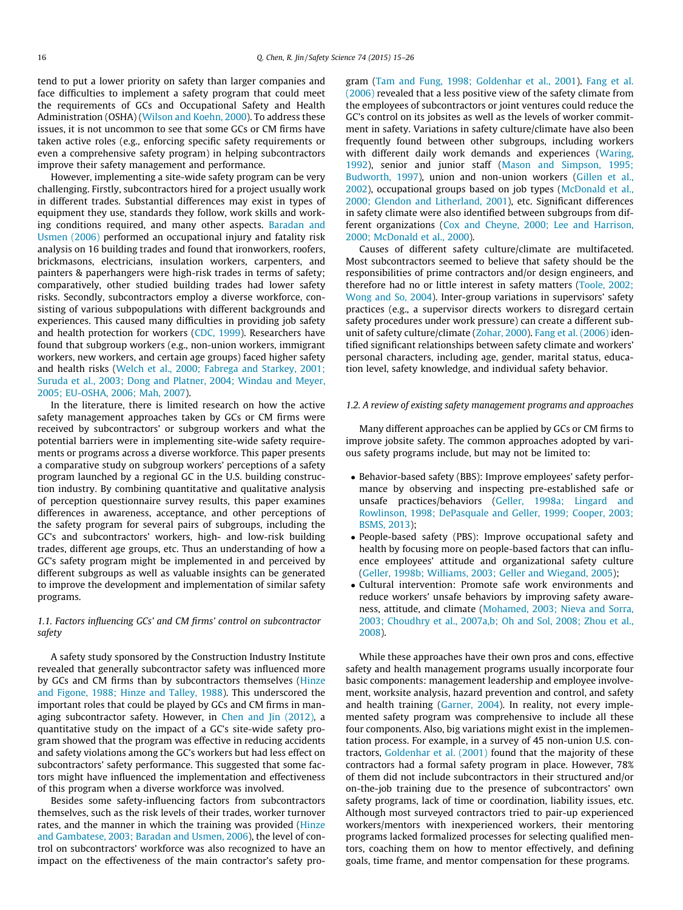tend to put a lower priority on safety than larger companies and face difficulties to implement a safety program that could meet the requirements of GCs and Occupational Safety and Health Administration (OSHA) (Wilson and Koehn, 2000). To address these issues, it is not uncommon to see that some GCs or CM firms have taken active roles (e.g., enforcing specific safety requirements or even a comprehensive safety program) in helping subcontractors improve their safety management and performance.

However, implementing a site-wide safety program can be very challenging. Firstly, subcontractors hired for a project usually work in different trades. Substantial differences may exist in types of equipment they use, standards they follow, work skills and working conditions required, and many other aspects. Baradan and Usmen (2006) performed an occupational injury and fatality risk analysis on 16 building trades and found that ironworkers, roofers, brickmasons, electricians, insulation workers, carpenters, and painters & paperhangers were high-risk trades in terms of safety; comparatively, other studied building trades had lower safety risks. Secondly, subcontractors employ a diverse workforce, consisting of various subpopulations with different backgrounds and experiences. This caused many difficulties in providing job safety and health protection for workers (CDC, 1999). Researchers have found that subgroup workers (e.g., non-union workers, immigrant workers, new workers, and certain age groups) faced higher safety and health risks (Welch et al., 2000; Fabrega and Starkey, 2001; Suruda et al., 2003; Dong and Platner, 2004; Windau and Meyer, 2005; EU-OSHA, 2006; Mah, 2007).

In the literature, there is limited research on how the active safety management approaches taken by GCs or CM firms were received by subcontractors' or subgroup workers and what the potential barriers were in implementing site-wide safety requirements or programs across a diverse workforce. This paper presents a comparative study on subgroup workers' perceptions of a safety program launched by a regional GC in the U.S. building construction industry. By combining quantitative and qualitative analysis of perception questionnaire survey results, this paper examines differences in awareness, acceptance, and other perceptions of the safety program for several pairs of subgroups, including the GC's and subcontractors' workers, high- and low-risk building trades, different age groups, etc. Thus an understanding of how a GC's safety program might be implemented in and perceived by different subgroups as well as valuable insights can be generated to improve the development and implementation of similar safety programs.

### 1.1. Factors influencing GCs' and CM firms' control on subcontractor safety

A safety study sponsored by the Construction Industry Institute revealed that generally subcontractor safety was influenced more by GCs and CM firms than by subcontractors themselves (Hinze and Figone, 1988; Hinze and Talley, 1988). This underscored the important roles that could be played by GCs and CM firms in managing subcontractor safety. However, in Chen and Jin (2012), a quantitative study on the impact of a GC's site-wide safety program showed that the program was effective in reducing accidents and safety violations among the GC's workers but had less effect on subcontractors' safety performance. This suggested that some factors might have influenced the implementation and effectiveness of this program when a diverse workforce was involved.

Besides some safety-influencing factors from subcontractors themselves, such as the risk levels of their trades, worker turnover rates, and the manner in which the training was provided (Hinze and Gambatese, 2003; Baradan and Usmen, 2006), the level of control on subcontractors' workforce was also recognized to have an impact on the effectiveness of the main contractor's safety program (Tam and Fung, 1998; Goldenhar et al., 2001). Fang et al. (2006) revealed that a less positive view of the safety climate from the employees of subcontractors or joint ventures could reduce the GC's control on its jobsites as well as the levels of worker commitment in safety. Variations in safety culture/climate have also been frequently found between other subgroups, including workers with different daily work demands and experiences (Waring, 1992), senior and junior staff (Mason and Simpson, 1995; Budworth, 1997), union and non-union workers (Gillen et al., 2002), occupational groups based on job types (McDonald et al., 2000; Glendon and Litherland, 2001), etc. Significant differences in safety climate were also identified between subgroups from different organizations (Cox and Cheyne, 2000; Lee and Harrison, 2000; McDonald et al., 2000).

Causes of different safety culture/climate are multifaceted. Most subcontractors seemed to believe that safety should be the responsibilities of prime contractors and/or design engineers, and therefore had no or little interest in safety matters (Toole, 2002; Wong and So, 2004). Inter-group variations in supervisors' safety practices (e.g., a supervisor directs workers to disregard certain safety procedures under work pressure) can create a different subunit of safety culture/climate (Zohar, 2000). Fang et al. (2006) identified significant relationships between safety climate and workers' personal characters, including age, gender, marital status, education level, safety knowledge, and individual safety behavior.

### 1.2. A review of existing safety management programs and approaches

Many different approaches can be applied by GCs or CM firms to improve jobsite safety. The common approaches adopted by various safety programs include, but may not be limited to:

- Behavior-based safety (BBS): Improve employees' safety performance by observing and inspecting pre-established safe or unsafe practices/behaviors (Geller, 1998a; Lingard and Rowlinson, 1998; DePasquale and Geller, 1999; Cooper, 2003; BSMS, 2013);
- People-based safety (PBS): Improve occupational safety and health by focusing more on people-based factors that can influence employees' attitude and organizational safety culture (Geller, 1998b; Williams, 2003; Geller and Wiegand, 2005);
- Cultural intervention: Promote safe work environments and reduce workers' unsafe behaviors by improving safety awareness, attitude, and climate (Mohamed, 2003; Nieva and Sorra, 2003; Choudhry et al., 2007a,b; Oh and Sol, 2008; Zhou et al., 2008).

While these approaches have their own pros and cons, effective safety and health management programs usually incorporate four basic components: management leadership and employee involvement, worksite analysis, hazard prevention and control, and safety and health training (Garner, 2004). In reality, not every implemented safety program was comprehensive to include all these four components. Also, big variations might exist in the implementation process. For example, in a survey of 45 non-union U.S. contractors, Goldenhar et al. (2001) found that the majority of these contractors had a formal safety program in place. However, 78% of them did not include subcontractors in their structured and/or on-the-job training due to the presence of subcontractors' own safety programs, lack of time or coordination, liability issues, etc. Although most surveyed contractors tried to pair-up experienced workers/mentors with inexperienced workers, their mentoring programs lacked formalized processes for selecting qualified mentors, coaching them on how to mentor effectively, and defining goals, time frame, and mentor compensation for these programs.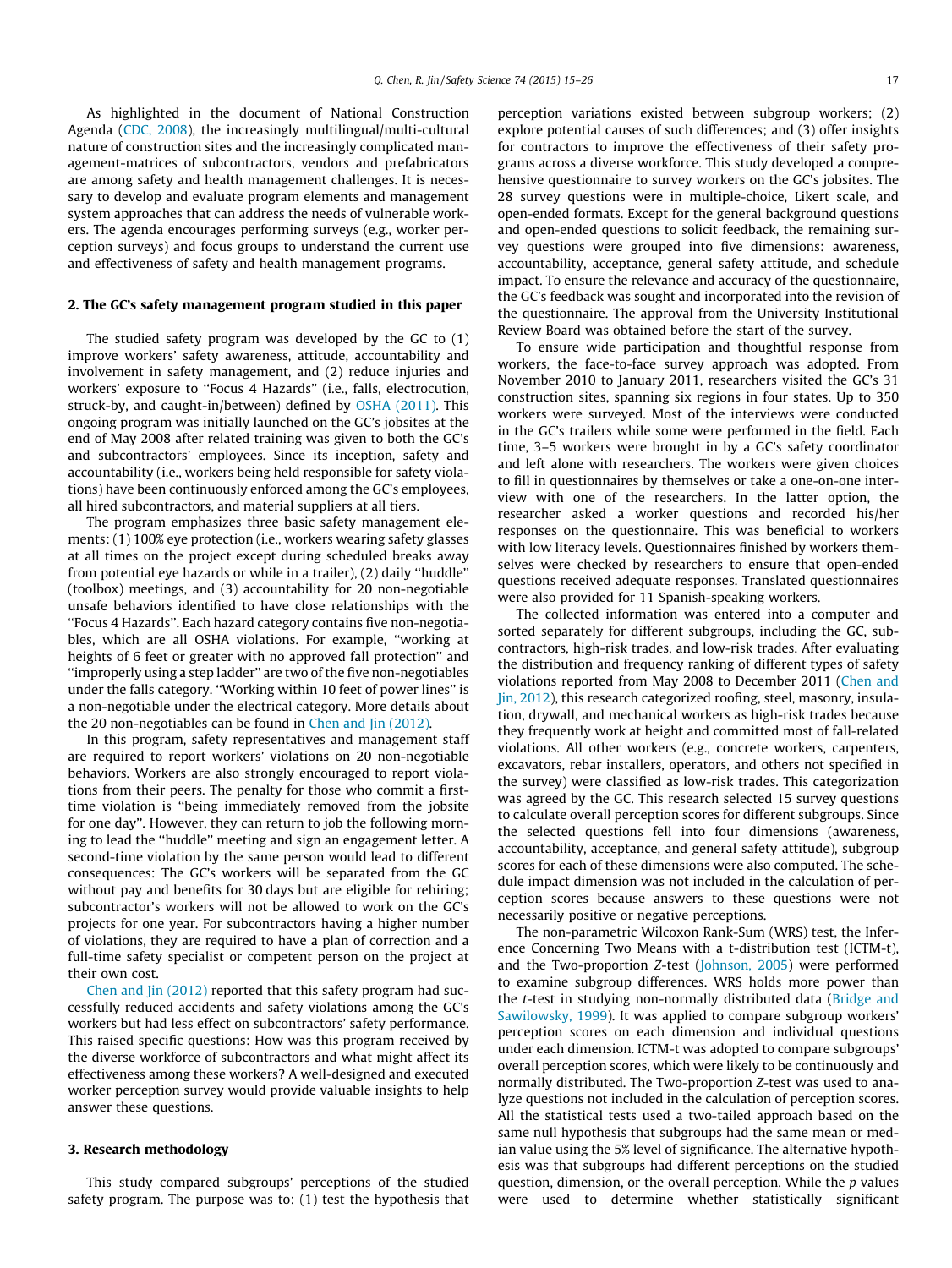As highlighted in the document of National Construction Agenda (CDC, 2008), the increasingly multilingual/multi-cultural nature of construction sites and the increasingly complicated management-matrices of subcontractors, vendors and prefabricators are among safety and health management challenges. It is necessary to develop and evaluate program elements and management system approaches that can address the needs of vulnerable workers. The agenda encourages performing surveys (e.g., worker perception surveys) and focus groups to understand the current use and effectiveness of safety and health management programs.

## 2. The GC's safety management program studied in this paper

The studied safety program was developed by the GC to (1) improve workers' safety awareness, attitude, accountability and involvement in safety management, and (2) reduce injuries and workers' exposure to "Focus 4 Hazards" (i.e., falls, electrocution, struck-by, and caught-in/between) defined by OSHA (2011). This ongoing program was initially launched on the GC's jobsites at the end of May 2008 after related training was given to both the GC's and subcontractors' employees. Since its inception, safety and accountability (i.e., workers being held responsible for safety violations) have been continuously enforced among the GC's employees, all hired subcontractors, and material suppliers at all tiers.

The program emphasizes three basic safety management elements: (1) 100% eye protection (i.e., workers wearing safety glasses at all times on the project except during scheduled breaks away from potential eye hazards or while in a trailer), (2) daily "huddle" (toolbox) meetings, and (3) accountability for 20 non-negotiable unsafe behaviors identified to have close relationships with the "Focus 4 Hazards". Each hazard category contains five non-negotiables, which are all OSHA violations. For example, "working at heights of 6 feet or greater with no approved fall protection" and "improperly using a step ladder" are two of the five non-negotiables under the falls category. "Working within 10 feet of power lines" is a non-negotiable under the electrical category. More details about the 20 non-negotiables can be found in Chen and Jin (2012).

In this program, safety representatives and management staff are required to report workers' violations on 20 non-negotiable behaviors. Workers are also strongly encouraged to report violations from their peers. The penalty for those who commit a first-time violation is "being immediately removed from the jobsite for one day". However, they can return to job the following morning to lead the "huddle" meeting and sign an engagement letter. A second-time violation by the same person would lead to different consequences: The GC's workers will be separated from the GC without pay and benefits for 30 days but are eligible for rehiring; subcontractor's workers will not be allowed to work on the GC's projects for one year. For subcontractors having a higher number of violations, they are required to have a plan of correction and a full-time safety specialist or competent person on the project at their own cost.

Chen and Jin (2012) reported that this safety program had successfully reduced accidents and safety violations among the GC's workers but had less effect on subcontractors' safety performance. This raised specific questions: How was this program received by the diverse workforce of subcontractors and what might affect its effectiveness among these workers? A well-designed and executed worker perception survey would provide valuable insights to help answer these questions.

## 3. Research methodology

This study compared subgroups' perceptions of the studied safety program. The purpose was to: (1) test the hypothesis that perception variations existed between subgroup workers; (2) explore potential causes of such differences; and (3) offer insights for contractors to improve the effectiveness of their safety programs across a diverse workforce. This study developed a comprehensive questionnaire to survey workers on the GC's jobsites. The 28 survey questions were in multiple-choice, Likert scale, and open-ended formats. Except for the general background questions and open-ended questions to solicit feedback, the remaining survey questions were grouped into five dimensions: awareness, accountability, acceptance, general safety attitude, and schedule impact. To ensure the relevance and accuracy of the questionnaire, the GC's feedback was sought and incorporated into the revision of the questionnaire. The approval from the University Institutional Review Board was obtained before the start of the survey.

To ensure wide participation and thoughtful response from workers, the face-to-face survey approach was adopted. From November 2010 to January 2011, researchers visited the GC's 31 construction sites, spanning six regions in four states. Up to 350 workers were surveyed. Most of the interviews were conducted in the GC's trailers while some were performed in the field. Each time, 3–5 workers were brought in by a GC's safety coordinator and left alone with researchers. The workers were given choices to fill in questionnaires by themselves or take a one-on-one interview with one of the researchers. In the latter option, the researcher asked a worker questions and recorded his/her responses on the questionnaire. This was beneficial to workers with low literacy levels. Questionnaires finished by workers themselves were checked by researchers to ensure that open-ended questions received adequate responses. Translated questionnaires were also provided for 11 Spanish-speaking workers.

The collected information was entered into a computer and sorted separately for different subgroups, including the GC, subcontractors, high-risk trades, and low-risk trades. After evaluating the distribution and frequency ranking of different types of safety violations reported from May 2008 to December 2011 (Chen and Jin, 2012), this research categorized roofing, steel, masonry, insulation, drywall, and mechanical workers as high-risk trades because they frequently work at height and committed most of fall-related violations. All other workers (e.g., concrete workers, carpenters, excavators, rebar installers, operators, and others not specified in the survey) were classified as low-risk trades. This categorization was agreed by the GC. This research selected 15 survey questions to calculate overall perception scores for different subgroups. Since the selected questions fell into four dimensions (awareness, accountability, acceptance, and general safety attitude), subgroup scores for each of these dimensions were also computed. The schedule impact dimension was not included in the calculation of perception scores because answers to these questions were not necessarily positive or negative perceptions.

The non-parametric Wilcoxon Rank-Sum (WRS) test, the Inference Concerning Two Means with a t-distribution test (ICTM-t), and the Two-proportion *Z*-test (Johnson, 2005) were performed to examine subgroup differences. WRS holds more power than the *t*-test in studying non-normally distributed data (Bridge and Sawilowsky, 1999). It was applied to compare subgroup workers' perception scores on each dimension and individual questions under each dimension. ICTM-t was adopted to compare subgroups' overall perception scores, which were likely to be continuously and normally distributed. The Two-proportion *Z*-test was used to analyze questions not included in the calculation of perception scores. All the statistical tests used a two-tailed approach based on the same null hypothesis that subgroups had the same mean or median value using the 5% level of significance. The alternative hypothesis was that subgroups had different perceptions on the studied question, dimension, or the overall perception. While the *p* values were used to determine whether statistically significant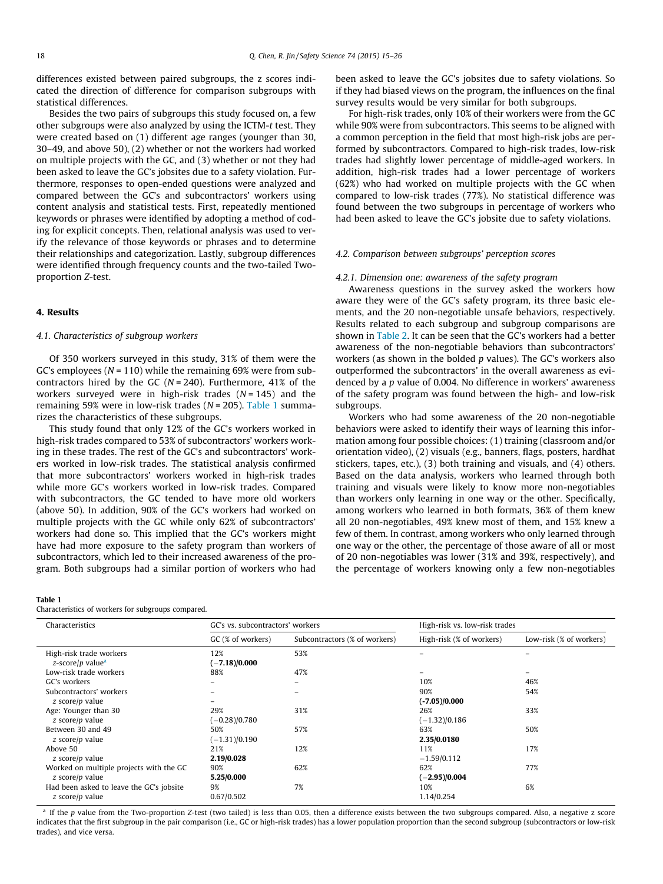differences existed between paired subgroups, the z scores indicated the direction of difference for comparison subgroups with statistical differences.

Besides the two pairs of subgroups this study focused on, a few other subgroups were also analyzed by using the ICTM-*t* test. They were created based on (1) different age ranges (younger than 30, 30–49, and above 50), (2) whether or not the workers had worked on multiple projects with the GC, and (3) whether or not they had been asked to leave the GC's jobsites due to a safety violation. Furthermore, responses to open-ended questions were analyzed and compared between the GC's and subcontractors' workers using content analysis and statistical tests. First, repeatedly mentioned keywords or phrases were identified by adopting a method of coding for explicit concepts. Then, relational analysis was used to verify the relevance of those keywords or phrases and to determine their relationships and categorization. Lastly, subgroup differences were identified through frequency counts and the two-tailed Two-proportion *Z*-test.

## 4. Results

### 4.1. Characteristics of subgroup workers

Of 350 workers surveyed in this study, 31% of them were the GC's employees ($N = 110$) while the remaining 69% were from subcontractors hired by the GC ($N = 240$). Furthermore, 41% of the workers surveyed were in high-risk trades ($N = 145$) and the remaining 59% were in low-risk trades ($N = 205$). Table 1 summarizes the characteristics of these subgroups.

This study found that only 12% of the GC's workers worked in high-risk trades compared to 53% of subcontractors' workers working in these trades. The rest of the GC's and subcontractors' workers worked in low-risk trades. The statistical analysis confirmed that more subcontractors' workers worked in high-risk trades while more GC's workers worked in low-risk trades. Compared with subcontractors, the GC tended to have more old workers (above 50). In addition, 90% of the GC's workers had worked on multiple projects with the GC while only 62% of subcontractors' workers had done so. This implied that the GC's workers might have had more exposure to the safety program than workers of subcontractors, which led to their increased awareness of the program. Both subgroups had a similar portion of workers who had been asked to leave the GC's jobsites due to safety violations. So if they had biased views on the program, the influences on the final survey results would be very similar for both subgroups.

For high-risk trades, only 10% of their workers were from the GC while 90% were from subcontractors. This seems to be aligned with a common perception in the field that most high-risk jobs are performed by subcontractors. Compared to high-risk trades, low-risk trades had slightly lower percentage of middle-aged workers. In addition, high-risk trades had a lower percentage of workers (62%) who had worked on multiple projects with the GC when compared to low-risk trades (77%). No statistical difference was found between the two subgroups in percentage of workers who had been asked to leave the GC's jobsite due to safety violations.

### 4.2. Comparison between subgroups' perception scores

#### 4.2.1. Dimension one: awareness of the safety program

Awareness questions in the survey asked the workers how aware they were of the GC's safety program, its three basic elements, and the 20 non-negotiable unsafe behaviors, respectively. Results related to each subgroup and subgroup comparisons are shown in Table 2. It can be seen that the GC's workers had a better awareness of the non-negotiable behaviors than subcontractors' workers (as shown in the bolded *p* values). The GC's workers also outperformed the subcontractors' in the overall awareness as evidenced by a *p* value of 0.004. No difference in workers' awareness of the safety program was found between the high- and low-risk subgroups.

Workers who had some awareness of the 20 non-negotiable behaviors were asked to identify their ways of learning this information among four possible choices: (1) training (classroom and/or orientation video), (2) visuals (e.g., banners, flags, posters, hardhat stickers, tapes, etc.), (3) both training and visuals, and (4) others. Based on the data analysis, workers who learned through both training and visuals were likely to know more non-negotiables than workers only learning in one way or the other. Specifically, among workers who learned in both formats, 36% of them knew all 20 non-negotiables, 49% knew most of them, and 15% knew a few of them. In contrast, among workers who only learned through one way or the other, the percentage of those aware of all or most of 20 non-negotiables was lower (31% and 39%, respectively), and the percentage of workers knowing only a few non-negotiables

**Table 1**
Characteristics of workers for subgroups compared.

| Characteristics | GC's vs. subcontractors' workers | | High-risk vs. low-risk trades | |
|---|---|---|---|---|
| | GC (% of workers) | Subcontractors (% of workers) | High-risk (% of workers) | Low-risk (% of workers) |
| High-risk trade workers | 12% | 53% | – | – |
| z-score/p value[a] | **(−7.18)/0.000** | | | |
| Low-risk trade workers | 88% | 47% | – | – |
| GC's workers | – | – | 10% | 46% |
| Subcontractors' workers | – | – | 90% | 54% |
| z score/p value | – | | **(-7.05)/0.000** | |
| Age: Younger than 30 | 29% | 31% | 26% | 33% |
| z score/p value | (−0.28)/0.780 | | (−1.32)/0.186 | |
| Between 30 and 49 | 50% | 57% | 63% | 50% |
| z score/p value | (−1.31)/0.190 | | **2.35/0.0180** | |
| Above 50 | 21% | 12% | 11% | 17% |
| z score/p value | **2.19/0.028** | | −1.59/0.112 | |
| Worked on multiple projects with the GC | 90% | 62% | 62% | 77% |
| z score/p value | **5.25/0.000** | | **(−2.95)/0.004** | |
| Had been asked to leave the GC's jobsite | 9% | 7% | 10% | 6% |
| z score/p value | 0.67/0.502 | | 1.14/0.254 | |

[a] If the *p* value from the Two-proportion *Z*-test (two tailed) is less than 0.05, then a difference exists between the two subgroups compared. Also, a negative z score indicates that the first subgroup in the pair comparison (i.e., GC or high-risk trades) has a lower population proportion than the second subgroup (subcontractors or low-risk trades), and vice versa.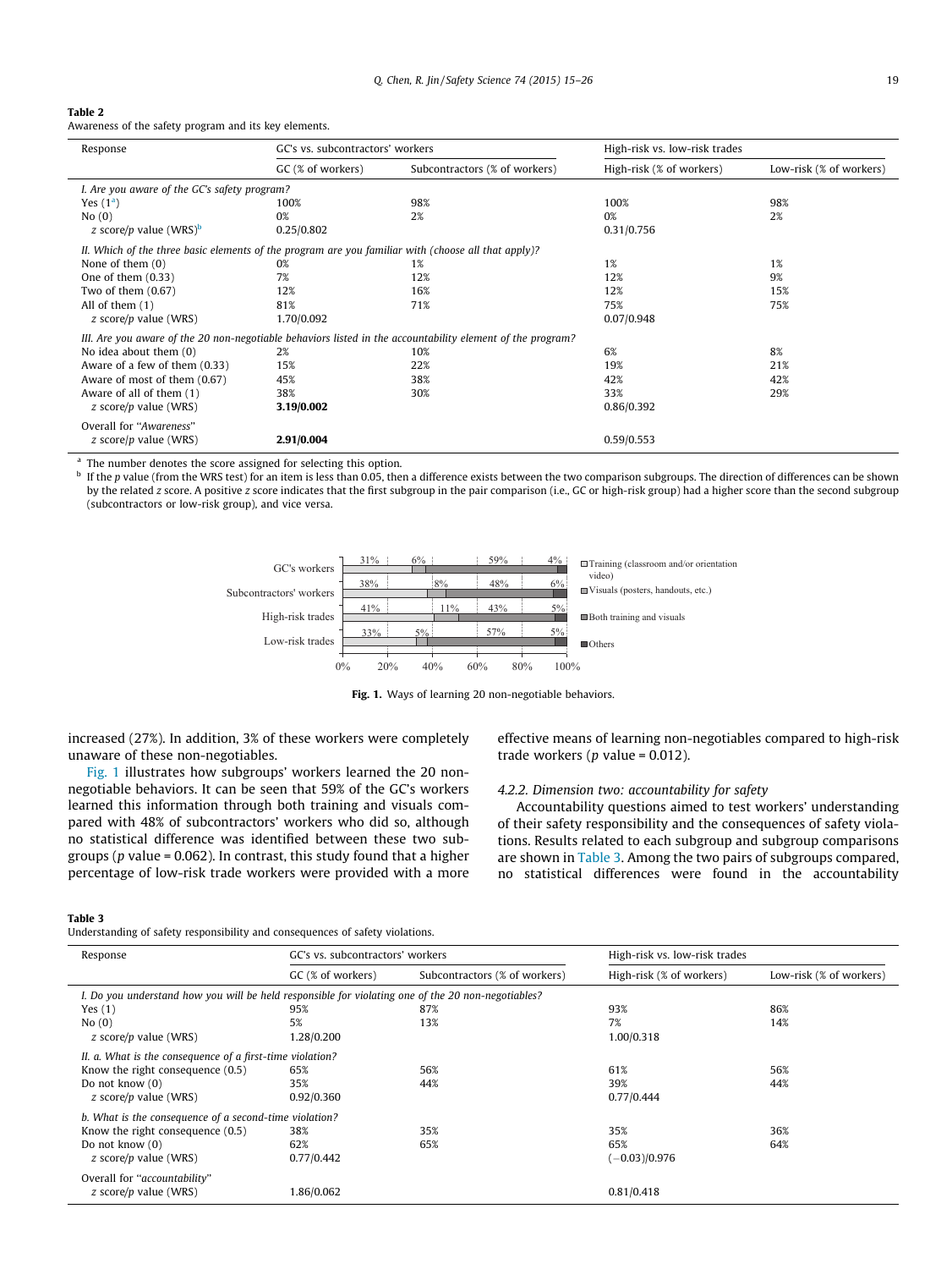**Table 2**
Awareness of the safety program and its key elements.

| Response | GC's vs. subcontractors' workers | | High-risk vs. low-risk trades | |
|---|---|---|---|---|
| | GC (% of workers) | Subcontractors (% of workers) | High-risk (% of workers) | Low-risk (% of workers) |
| *I. Are you aware of the GC's safety program?* | | | | |
| Yes (1[a]) | 100% | 98% | 100% | 98% |
| No (0) | 0% | 2% | 0% | 2% |
| *z* score/*p* value (WRS)[b] | 0.25/0.802 | | 0.31/0.756 | |
| *II. Which of the three basic elements of the program are you familiar with (choose all that apply)?* | | | | |
| None of them (0) | 0% | 1% | 1% | 1% |
| One of them (0.33) | 7% | 12% | 12% | 9% |
| Two of them (0.67) | 12% | 16% | 12% | 15% |
| All of them (1) | 81% | 71% | 75% | 75% |
| *z* score/*p* value (WRS) | 1.70/0.092 | | 0.07/0.948 | |
| *III. Are you aware of the 20 non-negotiable behaviors listed in the accountability element of the program?* | | | | |
| No idea about them (0) | 2% | 10% | 6% | 8% |
| Aware of a few of them (0.33) | 15% | 22% | 19% | 21% |
| Aware of most of them (0.67) | 45% | 38% | 42% | 42% |
| Aware of all of them (1) | 38% | 30% | 33% | 29% |
| *z* score/*p* value (WRS) | **3.19/0.002** | | 0.86/0.392 | |
| Overall for "*Awareness*" | | | | |
| *z* score/*p* value (WRS) | **2.91/0.004** | | 0.59/0.553 | |

[a] The number denotes the score assigned for selecting this option.
[b] If the *p* value (from the WRS test) for an item is less than 0.05, then a difference exists between the two comparison subgroups. The direction of differences can be shown by the related *z* score. A positive *z* score indicates that the first subgroup in the pair comparison (i.e., GC or high-risk group) had a higher score than the second subgroup (subcontractors or low-risk group), and vice versa.

| | Training (classroom and/or orientation video) | Visuals (posters, handouts, etc.) | Both training and visuals | Others |
|---|---|---|---|---|
| GC's workers | 31% | 6% | 59% | 4% |
| Subcontractors' workers | 38% | 8% | 48% | 6% |
| High-risk trades | 41% | 11% | 43% | 5% |
| Low-risk trades | 33% | 5% | 57% | 5% |

**Fig. 1.** Ways of learning 20 non-negotiable behaviors.

increased (27%). In addition, 3% of these workers were completely unaware of these non-negotiables.

Fig. 1 illustrates how subgroups' workers learned the 20 non-negotiable behaviors. It can be seen that 59% of the GC's workers learned this information through both training and visuals compared with 48% of subcontractors' workers who did so, although no statistical difference was identified between these two subgroups ($p$ value = 0.062). In contrast, this study found that a higher percentage of low-risk trade workers were provided with a more effective means of learning non-negotiables compared to high-risk trade workers ($p$ value = 0.012).

#### 4.2.2. Dimension two: accountability for safety

Accountability questions aimed to test workers' understanding of their safety responsibility and the consequences of safety violations. Results related to each subgroup and subgroup comparisons are shown in Table 3. Among the two pairs of subgroups compared, no statistical differences were found in the accountability

**Table 3**
Understanding of safety responsibility and consequences of safety violations.

| Response | GC's vs. subcontractors' workers | | High-risk vs. low-risk trades | |
|---|---|---|---|---|
| | GC (% of workers) | Subcontractors (% of workers) | High-risk (% of workers) | Low-risk (% of workers) |
| *I. Do you understand how you will be held responsible for violating one of the 20 non-negotiables?* | | | | |
| Yes (1) | 95% | 87% | 93% | 86% |
| No (0) | 5% | 13% | 7% | 14% |
| *z* score/*p* value (WRS) | 1.28/0.200 | | 1.00/0.318 | |
| *II. a. What is the consequence of a first-time violation?* | | | | |
| Know the right consequence (0.5) | 65% | 56% | 61% | 56% |
| Do not know (0) | 35% | 44% | 39% | 44% |
| *z* score/*p* value (WRS) | 0.92/0.360 | | 0.77/0.444 | |
| *b. What is the consequence of a second-time violation?* | | | | |
| Know the right consequence (0.5) | 38% | 35% | 35% | 36% |
| Do not know (0) | 62% | 65% | 65% | 64% |
| *z* score/*p* value (WRS) | 0.77/0.442 | | (−0.03)/0.976 | |
| Overall for "*accountability*" | | | | |
| *z* score/*p* value (WRS) | 1.86/0.062 | | 0.81/0.418 | |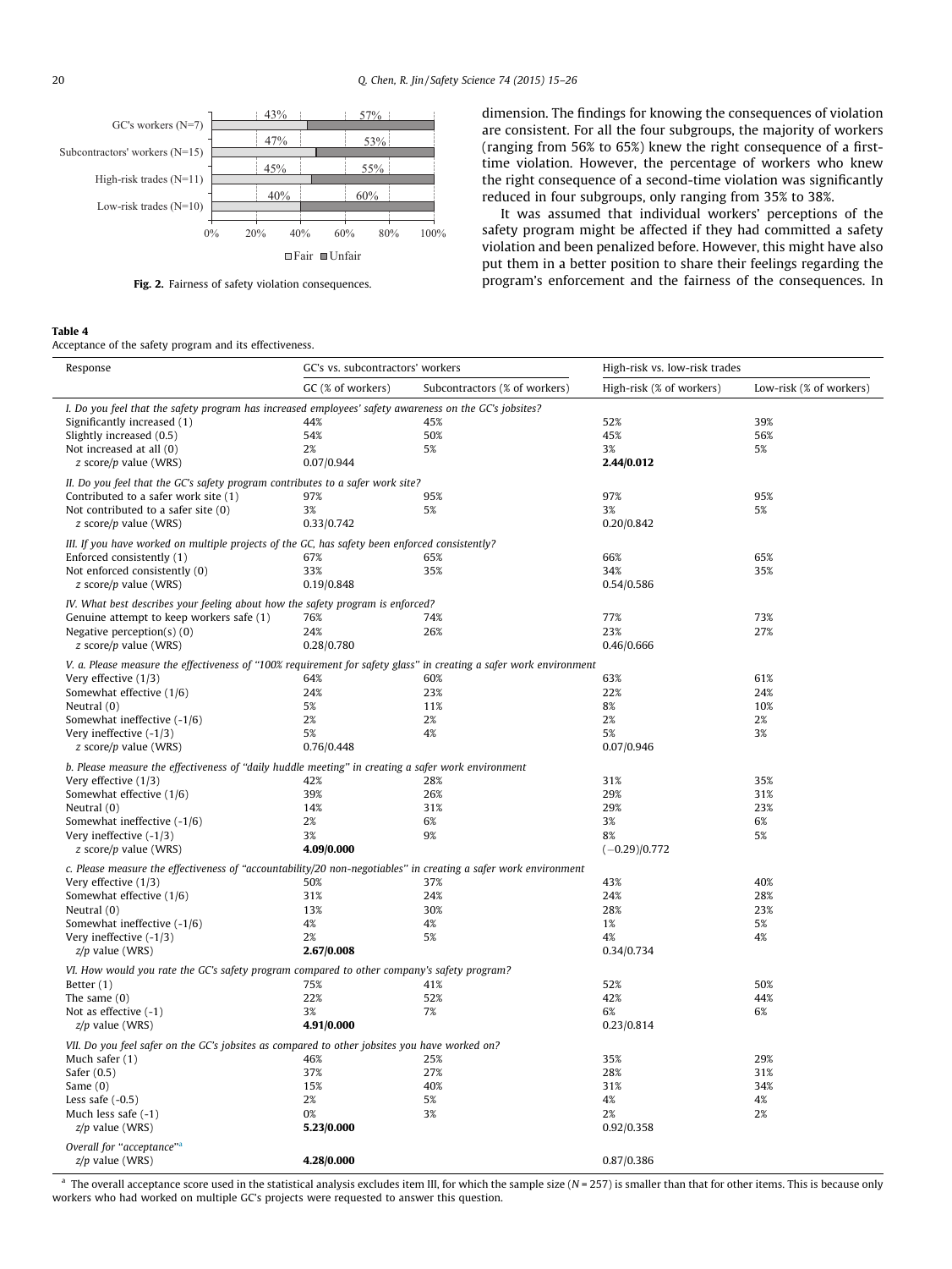Fig. 2. Fairness of safety violation consequences.

dimension. The findings for knowing the consequences of violation are consistent. For all the four subgroups, the majority of workers (ranging from 56% to 65%) knew the right consequence of a first-time violation. However, the percentage of workers who knew the right consequence of a second-time violation was significantly reduced in four subgroups, only ranging from 35% to 38%.

It was assumed that individual workers' perceptions of the safety program might be affected if they had committed a safety violation and been penalized before. However, this might have also put them in a better position to share their feelings regarding the program's enforcement and the fairness of the consequences. In

**Table 4**
Acceptance of the safety program and its effectiveness.

| Response | GC's vs. subcontractors' workers | | High-risk vs. low-risk trades | |
|---|---|---|---|---|
| | GC (% of workers) | Subcontractors (% of workers) | High-risk (% of workers) | Low-risk (% of workers) |
| *I. Do you feel that the safety program has increased employees' safety awareness on the GC's jobsites?* | | | | |
| Significantly increased (1) | 44% | 45% | 52% | 39% |
| Slightly increased (0.5) | 54% | 50% | 45% | 56% |
| Not increased at all (0) | 2% | 5% | 3% | 5% |
| *z* score/*p* value (WRS) | 0.07/0.944 | | **2.44/0.012** | |
| *II. Do you feel that the GC's safety program contributes to a safer work site?* | | | | |
| Contributed to a safer work site (1) | 97% | 95% | 97% | 95% |
| Not contributed to a safer site (0) | 3% | 5% | 3% | 5% |
| *z* score/*p* value (WRS) | 0.33/0.742 | | 0.20/0.842 | |
| *III. If you have worked on multiple projects of the GC, has safety been enforced consistently?* | | | | |
| Enforced consistently (1) | 67% | 65% | 66% | 65% |
| Not enforced consistently (0) | 33% | 35% | 34% | 35% |
| *z* score/*p* value (WRS) | 0.19/0.848 | | 0.54/0.586 | |
| *IV. What best describes your feeling about how the safety program is enforced?* | | | | |
| Genuine attempt to keep workers safe (1) | 76% | 74% | 77% | 73% |
| Negative perception(s) (0) | 24% | 26% | 23% | 27% |
| *z* score/*p* value (WRS) | 0.28/0.780 | | 0.46/0.666 | |
| *V. a. Please measure the effectiveness of "100% requirement for safety glass" in creating a safer work environment* | | | | |
| Very effective (1/3) | 64% | 60% | 63% | 61% |
| Somewhat effective (1/6) | 24% | 23% | 22% | 24% |
| Neutral (0) | 5% | 11% | 8% | 10% |
| Somewhat ineffective (-1/6) | 2% | 2% | 2% | 2% |
| Very ineffective (-1/3) | 5% | 4% | 5% | 3% |
| *z* score/*p* value (WRS) | 0.76/0.448 | | 0.07/0.946 | |
| *b. Please measure the effectiveness of "daily huddle meeting" in creating a safer work environment* | | | | |
| Very effective (1/3) | 42% | 28% | 31% | 35% |
| Somewhat effective (1/6) | 39% | 26% | 29% | 31% |
| Neutral (0) | 14% | 31% | 29% | 23% |
| Somewhat ineffective (-1/6) | 2% | 6% | 3% | 6% |
| Very ineffective (-1/3) | 3% | 9% | 8% | 5% |
| *z* score/*p* value (WRS) | **4.09/0.000** | | (−0.29)/0.772 | |
| *c. Please measure the effectiveness of "accountability/20 non-negotiables" in creating a safer work environment* | | | | |
| Very effective (1/3) | 50% | 37% | 43% | 40% |
| Somewhat effective (1/6) | 31% | 24% | 24% | 28% |
| Neutral (0) | 13% | 30% | 28% | 23% |
| Somewhat ineffective (-1/6) | 4% | 4% | 1% | 5% |
| Very ineffective (-1/3) | 2% | 5% | 4% | 4% |
| *z*/*p* value (WRS) | **2.67/0.008** | | 0.34/0.734 | |
| *VI. How would you rate the GC's safety program compared to other company's safety program?* | | | | |
| Better (1) | 75% | 41% | 52% | 50% |
| The same (0) | 22% | 52% | 42% | 44% |
| Not as effective (-1) | 3% | 7% | 6% | 6% |
| *z*/*p* value (WRS) | **4.91/0.000** | | 0.23/0.814 | |
| *VII. Do you feel safer on the GC's jobsites as compared to other jobsites you have worked on?* | | | | |
| Much safer (1) | 46% | 25% | 35% | 29% |
| Safer (0.5) | 37% | 27% | 28% | 31% |
| Same (0) | 15% | 40% | 31% | 34% |
| Less safe (-0.5) | 2% | 5% | 4% | 4% |
| Much less safe (-1) | 0% | 3% | 2% | 2% |
| *z*/*p* value (WRS) | **5.23/0.000** | | 0.92/0.358 | |
| *Overall for "acceptance"*[a] | | | | |
| *z*/*p* value (WRS) | **4.28/0.000** | | 0.87/0.386 | |

[a] The overall acceptance score used in the statistical analysis excludes item III, for which the sample size ($N$ = 257) is smaller than that for other items. This is because only workers who had worked on multiple GC's projects were requested to answer this question.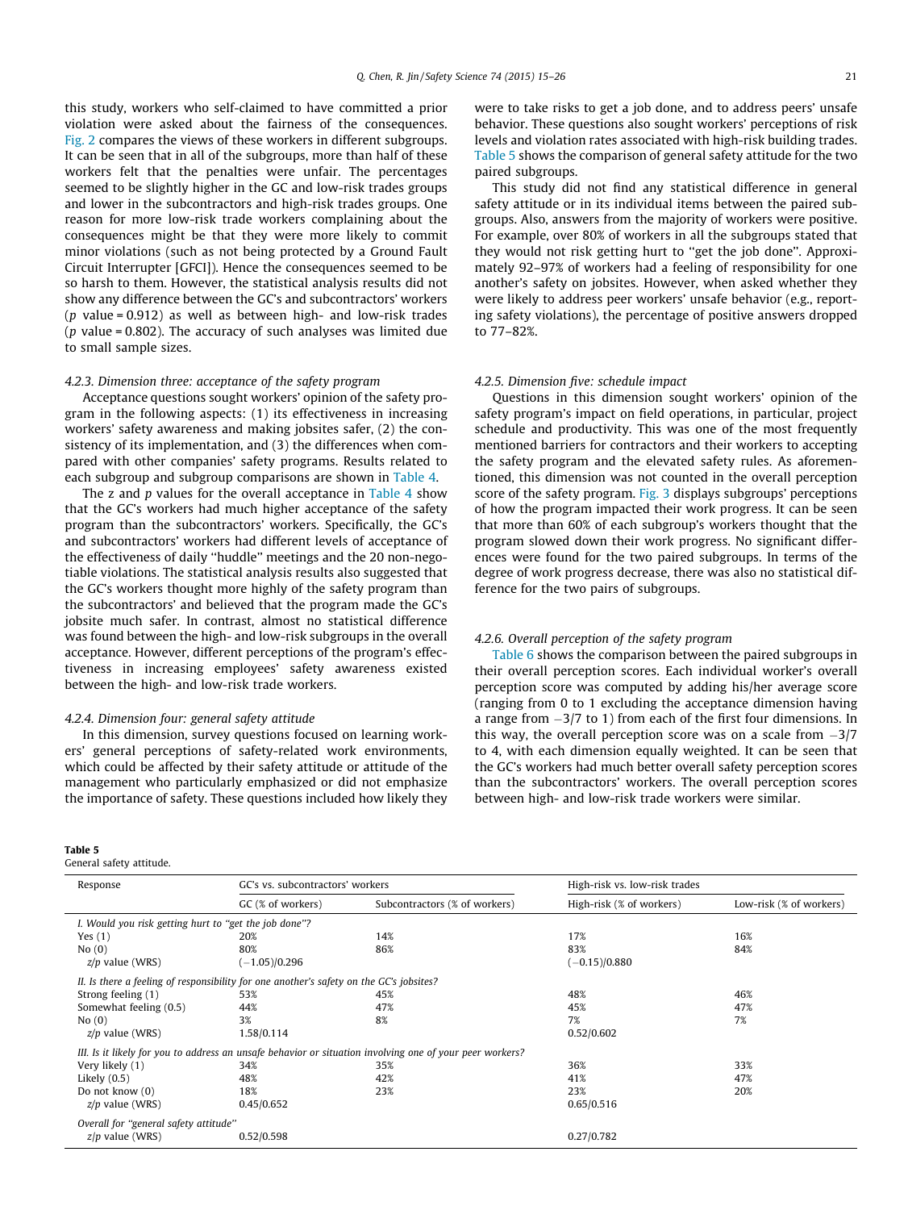this study, workers who self-claimed to have committed a prior violation were asked about the fairness of the consequences. Fig. 2 compares the views of these workers in different subgroups. It can be seen that in all of the subgroups, more than half of these workers felt that the penalties were unfair. The percentages seemed to be slightly higher in the GC and low-risk trades groups and lower in the subcontractors and high-risk trades groups. One reason for more low-risk trade workers complaining about the consequences might be that they were more likely to commit minor violations (such as not being protected by a Ground Fault Circuit Interrupter [GFCI]). Hence the consequences seemed to be so harsh to them. However, the statistical analysis results did not show any difference between the GC's and subcontractors' workers ($p$ value = 0.912) as well as between high- and low-risk trades ($p$ value = 0.802). The accuracy of such analyses was limited due to small sample sizes.

### 4.2.3. Dimension three: acceptance of the safety program

Acceptance questions sought workers' opinion of the safety program in the following aspects: (1) its effectiveness in increasing workers' safety awareness and making jobsites safer, (2) the consistency of its implementation, and (3) the differences when compared with other companies' safety programs. Results related to each subgroup and subgroup comparisons are shown in Table 4.

The z and $p$ values for the overall acceptance in Table 4 show that the GC's workers had much higher acceptance of the safety program than the subcontractors' workers. Specifically, the GC's and subcontractors' workers had different levels of acceptance of the effectiveness of daily "huddle" meetings and the 20 non-negotiable violations. The statistical analysis results also suggested that the GC's workers thought more highly of the safety program than the subcontractors' and believed that the program made the GC's jobsite much safer. In contrast, almost no statistical difference was found between the high- and low-risk subgroups in the overall acceptance. However, different perceptions of the program's effectiveness in increasing employees' safety awareness existed between the high- and low-risk trade workers.

### 4.2.4. Dimension four: general safety attitude

In this dimension, survey questions focused on learning workers' general perceptions of safety-related work environments, which could be affected by their safety attitude or attitude of the management who particularly emphasized or did not emphasize the importance of safety. These questions included how likely they were to take risks to get a job done, and to address peers' unsafe behavior. These questions also sought workers' perceptions of risk levels and violation rates associated with high-risk building trades. Table 5 shows the comparison of general safety attitude for the two paired subgroups.

This study did not find any statistical difference in general safety attitude or in its individual items between the paired subgroups. Also, answers from the majority of workers were positive. For example, over 80% of workers in all the subgroups stated that they would not risk getting hurt to "get the job done". Approximately 92–97% of workers had a feeling of responsibility for one another's safety on jobsites. However, when asked whether they were likely to address peer workers' unsafe behavior (e.g., reporting safety violations), the percentage of positive answers dropped to 77–82%.

### 4.2.5. Dimension five: schedule impact

Questions in this dimension sought workers' opinion of the safety program's impact on field operations, in particular, project schedule and productivity. This was one of the most frequently mentioned barriers for contractors and their workers to accepting the safety program and the elevated safety rules. As aforementioned, this dimension was not counted in the overall perception score of the safety program. Fig. 3 displays subgroups' perceptions of how the program impacted their work progress. It can be seen that more than 60% of each subgroup's workers thought that the program slowed down their work progress. No significant differences were found for the two paired subgroups. In terms of the degree of work progress decrease, there was also no statistical difference for the two pairs of subgroups.

### 4.2.6. Overall perception of the safety program

Table 6 shows the comparison between the paired subgroups in their overall perception scores. Each individual worker's overall perception score was computed by adding his/her average score (ranging from 0 to 1 excluding the acceptance dimension having a range from $-3/7$ to 1) from each of the first four dimensions. In this way, the overall perception score was on a scale from $-3/7$ to 4, with each dimension equally weighted. It can be seen that the GC's workers had much better overall safety perception scores than the subcontractors' workers. The overall perception scores between high- and low-risk trade workers were similar.

**Table 5**
General safety attitude.

| Response | GC's vs. subcontractors' workers | | High-risk vs. low-risk trades | |
|---|---|---|---|---|
| | GC (% of workers) | Subcontractors (% of workers) | High-risk (% of workers) | Low-risk (% of workers) |
| *I. Would you risk getting hurt to "get the job done"?* | | | | |
| Yes (1) | 20% | 14% | 17% | 16% |
| No (0) | 80% | 86% | 83% | 84% |
| $z/p$ value (WRS) | (−1.05)/0.296 | | (−0.15)/0.880 | |
| *II. Is there a feeling of responsibility for one another's safety on the GC's jobsites?* | | | | |
| Strong feeling (1) | 53% | 45% | 48% | 46% |
| Somewhat feeling (0.5) | 44% | 47% | 45% | 47% |
| No (0) | 3% | 8% | 7% | 7% |
| $z/p$ value (WRS) | 1.58/0.114 | | 0.52/0.602 | |
| *III. Is it likely for you to address an unsafe behavior or situation involving one of your peer workers?* | | | | |
| Very likely (1) | 34% | 35% | 36% | 33% |
| Likely (0.5) | 48% | 42% | 41% | 47% |
| Do not know (0) | 18% | 23% | 23% | 20% |
| $z/p$ value (WRS) | 0.45/0.652 | | 0.65/0.516 | |
| *Overall for "general safety attitude"* | | | | |
| $z/p$ value (WRS) | 0.52/0.598 | | 0.27/0.782 | |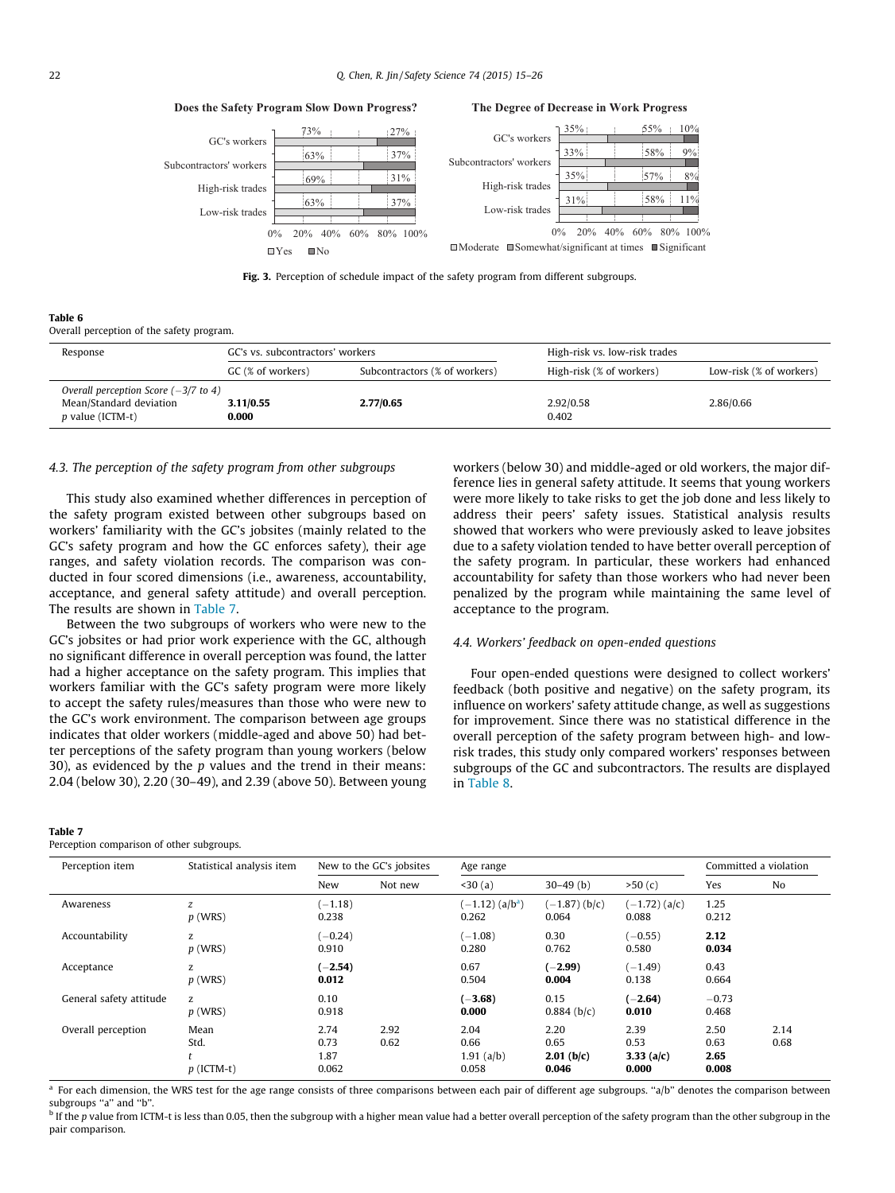Fig. 3. Perception of schedule impact of the safety program from different subgroups.

**Table 6**
Overall perception of the safety program.

| Response | GC's vs. subcontractors' workers | | High-risk vs. low-risk trades | |
|---|---|---|---|---|
| | GC (% of workers) | Subcontractors (% of workers) | High-risk (% of workers) | Low-risk (% of workers) |
| *Overall perception Score (−3/7 to 4)* | | | | |
| Mean/Standard deviation | **3.11/0.55** | **2.77/0.65** | 2.92/0.58 | 2.86/0.66 |
| *p* value (ICTM-t) | **0.000** | | 0.402 | |

### 4.3. The perception of the safety program from other subgroups

This study also examined whether differences in perception of the safety program existed between other subgroups based on workers' familiarity with the GC's jobsites (mainly related to the GC's safety program and how the GC enforces safety), their age ranges, and safety violation records. The comparison was conducted in four scored dimensions (i.e., awareness, accountability, acceptance, and general safety attitude) and overall perception. The results are shown in Table 7.

Between the two subgroups of workers who were new to the GC's jobsites or had prior work experience with the GC, although no significant difference in overall perception was found, the latter had a higher acceptance on the safety program. This implies that workers familiar with the GC's safety program were more likely to accept the safety rules/measures than those who were new to the GC's work environment. The comparison between age groups indicates that older workers (middle-aged and above 50) had better perceptions of the safety program than young workers (below 30), as evidenced by the *p* values and the trend in their means: 2.04 (below 30), 2.20 (30–49), and 2.39 (above 50). Between young workers (below 30) and middle-aged or old workers, the major difference lies in general safety attitude. It seems that young workers were more likely to take risks to get the job done and less likely to address their peers' safety issues. Statistical analysis results showed that workers who were previously asked to leave jobsites due to a safety violation tended to have better overall perception of the safety program. In particular, these workers had enhanced accountability for safety than those workers who had never been penalized by the program while maintaining the same level of acceptance to the program.

### 4.4. Workers' feedback on open-ended questions

Four open-ended questions were designed to collect workers' feedback (both positive and negative) on the safety program, its influence on workers' safety attitude change, as well as suggestions for improvement. Since there was no statistical difference in the overall perception of the safety program between high- and low-risk trades, this study only compared workers' responses between subgroups of the GC and subcontractors. The results are displayed in Table 8.

**Table 7**
Perception comparison of other subgroups.

| Perception item | Statistical analysis item | New to the GC's jobsites | | Age range | | | Committed a violation | |
|---|---|---|---|---|---|---|---|---|
| | | New | Not new | <30 (a) | 30–49 (b) | >50 (c) | Yes | No |
| Awareness | *z* | (−1.18) | | (−1.12) (a/b[a]) | (−1.87) (b/c) | (−1.72) (a/c) | 1.25 | |
| | *p* (WRS) | 0.238 | | 0.262 | 0.064 | 0.088 | 0.212 | |
| Accountability | z | (−0.24) | | (−1.08) | 0.30 | (−0.55) | **2.12** | |
| | *p* (WRS) | 0.910 | | 0.280 | 0.762 | 0.580 | **0.034** | |
| Acceptance | z | **(−2.54)** | | 0.67 | **(−2.99)** | (−1.49) | 0.43 | |
| | *p* (WRS) | **0.012** | | 0.504 | **0.004** | 0.138 | 0.664 | |
| General safety attitude | z | 0.10 | | **(−3.68)** | 0.15 | **(−2.64)** | −0.73 | |
| | *p* (WRS) | 0.918 | | **0.000** | 0.884 (b/c) | **0.010** | 0.468 | |
| Overall perception | Mean | 2.74 | 2.92 | 2.04 | 2.20 | 2.39 | 2.50 | 2.14 |
| | Std. | 0.73 | 0.62 | 0.66 | 0.65 | 0.53 | 0.63 | 0.68 |
| | *t* | 1.87 | | 1.91 (a/b) | **2.01 (b/c)** | **3.33 (a/c)** | **2.65** | |
| | *p* (ICTM-t) | 0.062 | | 0.058 | **0.046** | **0.000** | **0.008** | |

[a] For each dimension, the WRS test for the age range consists of three comparisons between each pair of different age subgroups. "a/b" denotes the comparison between subgroups "a" and "b".

[b] If the *p* value from ICTM-t is less than 0.05, then the subgroup with a higher mean value had a better overall perception of the safety program than the other subgroup in the pair comparison.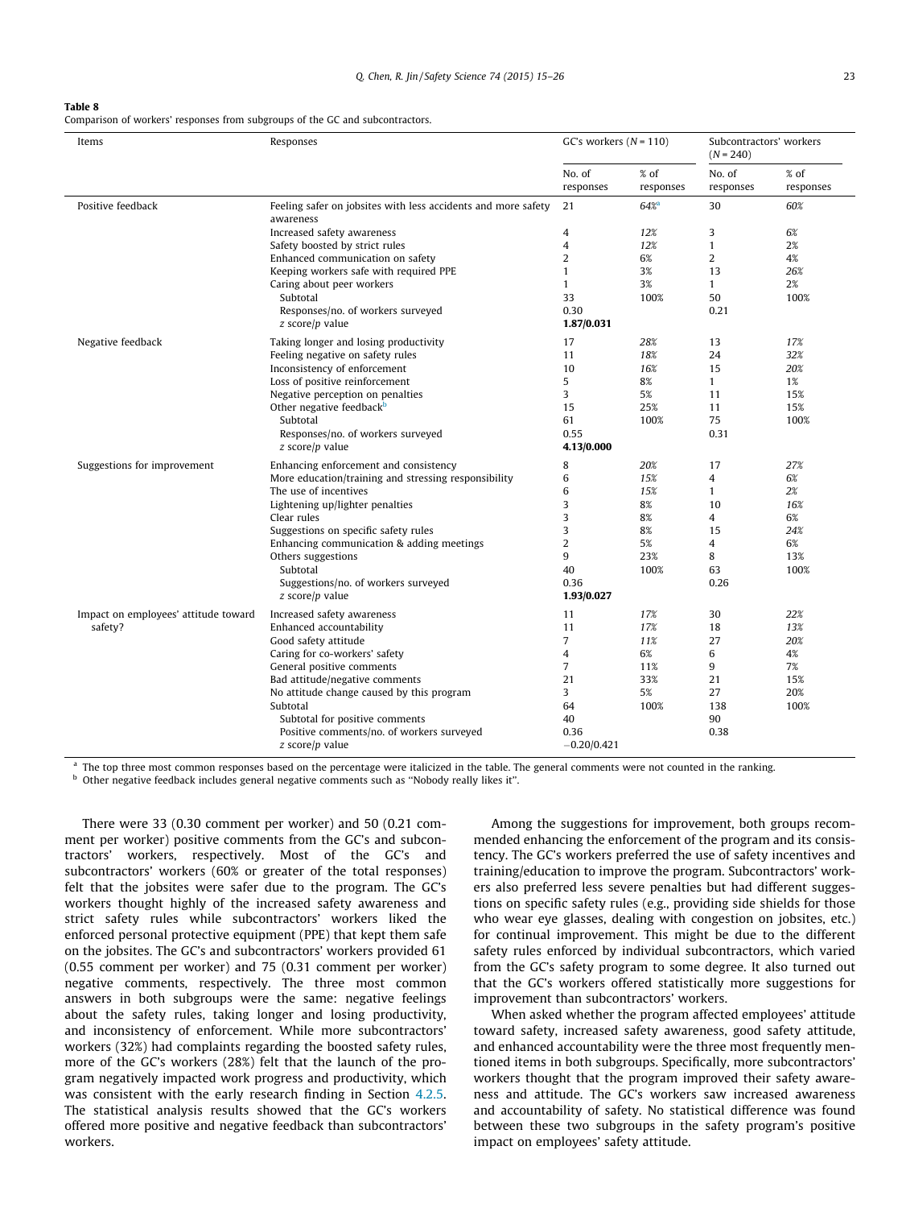**Table 8**
Comparison of workers' responses from subgroups of the GC and subcontractors.

| Items | Responses | GC's workers ($N = 110$) | | Subcontractors' workers ($N = 240$) | |
|---|---|---|---|---|---|
| | | No. of responses | % of responses | No. of responses | % of responses |
| Positive feedback | Feeling safer on jobsites with less accidents and more safety awareness | 21 | *64%*[a] | 30 | *60%* |
| | Increased safety awareness | 4 | *12%* | 3 | *6%* |
| | Safety boosted by strict rules | 4 | *12%* | 1 | 2% |
| | Enhanced communication on safety | 2 | 6% | 2 | 4% |
| | Keeping workers safe with required PPE | 1 | 3% | 13 | *26%* |
| | Caring about peer workers | 1 | 3% | 1 | 2% |
| | Subtotal | 33 | 100% | 50 | 100% |
| | Responses/no. of workers surveyed | 0.30 | | 0.21 | |
| | *z* score/*p* value | **1.87/0.031** | | | |
| Negative feedback | Taking longer and losing productivity | 17 | *28%* | 13 | *17%* |
| | Feeling negative on safety rules | 11 | *18%* | 24 | *32%* |
| | Inconsistency of enforcement | 10 | *16%* | 15 | *20%* |
| | Loss of positive reinforcement | 5 | 8% | 1 | 1% |
| | Negative perception on penalties | 3 | 5% | 11 | 15% |
| | Other negative feedback[b] | 15 | 25% | 11 | 15% |
| | Subtotal | 61 | 100% | 75 | 100% |
| | Responses/no. of workers surveyed | 0.55 | | 0.31 | |
| | *z* score/*p* value | **4.13/0.000** | | | |
| Suggestions for improvement | Enhancing enforcement and consistency | 8 | *20%* | 17 | *27%* |
| | More education/training and stressing responsibility | 6 | *15%* | 4 | 6% |
| | The use of incentives | 6 | *15%* | 1 | 2% |
| | Lightening up/lighter penalties | 3 | 8% | 10 | *16%* |
| | Clear rules | 3 | 8% | 4 | 6% |
| | Suggestions on specific safety rules | 3 | 8% | 15 | *24%* |
| | Enhancing communication & adding meetings | 2 | 5% | 4 | 6% |
| | Others suggestions | 9 | 23% | 8 | 13% |
| | Subtotal | 40 | 100% | 63 | 100% |
| | Suggestions/no. of workers surveyed | 0.36 | | 0.26 | |
| | *z* score/*p* value | **1.93/0.027** | | | |
| Impact on employees' attitude toward safety? | Increased safety awareness | 11 | *17%* | 30 | *22%* |
| | Enhanced accountability | 11 | *17%* | 18 | *13%* |
| | Good safety attitude | 7 | *11%* | 27 | *20%* |
| | Caring for co-workers' safety | 4 | 6% | 6 | 4% |
| | General positive comments | 7 | 11% | 9 | 7% |
| | Bad attitude/negative comments | 21 | 33% | 21 | 15% |
| | No attitude change caused by this program | 3 | 5% | 27 | 20% |
| | Subtotal | 64 | 100% | 138 | 100% |
| | Subtotal for positive comments | 40 | | 90 | |
| | Positive comments/no. of workers surveyed | 0.36 | | 0.38 | |
| | *z* score/*p* value | −0.20/0.421 | | | |

[a] The top three most common responses based on the percentage were italicized in the table. The general comments were not counted in the ranking.
[b] Other negative feedback includes general negative comments such as "Nobody really likes it".

There were 33 (0.30 comment per worker) and 50 (0.21 comment per worker) positive comments from the GC's and subcontractors' workers, respectively. Most of the GC's and subcontractors' workers (60% or greater of the total responses) felt that the jobsites were safer due to the program. The GC's workers thought highly of the increased safety awareness and strict safety rules while subcontractors' workers liked the enforced personal protective equipment (PPE) that kept them safe on the jobsites. The GC's and subcontractors' workers provided 61 (0.55 comment per worker) and 75 (0.31 comment per worker) negative comments, respectively. The three most common answers in both subgroups were the same: negative feelings about the safety rules, taking longer and losing productivity, and inconsistency of enforcement. While more subcontractors' workers (32%) had complaints regarding the boosted safety rules, more of the GC's workers (28%) felt that the launch of the program negatively impacted work progress and productivity, which was consistent with the early research finding in Section 4.2.5. The statistical analysis results showed that the GC's workers offered more positive and negative feedback than subcontractors' workers.

Among the suggestions for improvement, both groups recommended enhancing the enforcement of the program and its consistency. The GC's workers preferred the use of safety incentives and training/education to improve the program. Subcontractors' workers also preferred less severe penalties but had different suggestions on specific safety rules (e.g., providing side shields for those who wear eye glasses, dealing with congestion on jobsites, etc.) for continual improvement. This might be due to the different safety rules enforced by individual subcontractors, which varied from the GC's safety program to some degree. It also turned out that the GC's workers offered statistically more suggestions for improvement than subcontractors' workers.

When asked whether the program affected employees' attitude toward safety, increased safety awareness, good safety attitude, and enhanced accountability were the three most frequently mentioned items in both subgroups. Specifically, more subcontractors' workers thought that the program improved their safety awareness and attitude. The GC's workers saw increased awareness and accountability of safety. No statistical difference was found between these two subgroups in the safety program's positive impact on employees' safety attitude.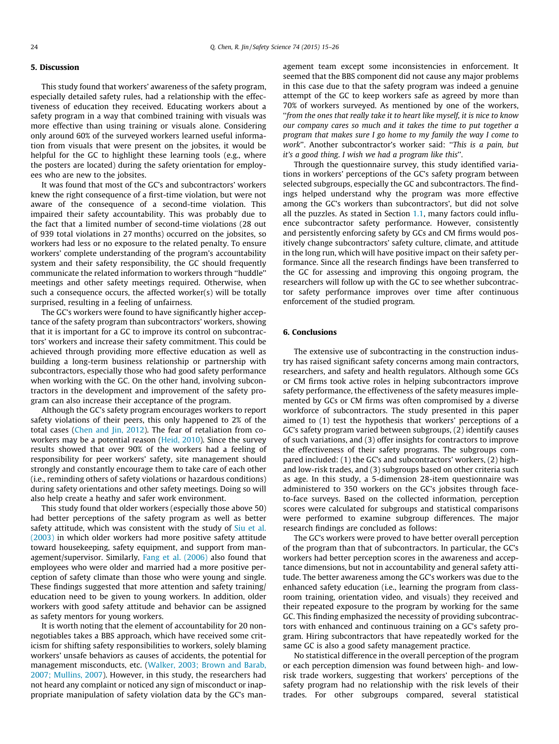## 5. Discussion

This study found that workers' awareness of the safety program, especially detailed safety rules, had a relationship with the effectiveness of education they received. Educating workers about a safety program in a way that combined training with visuals was more effective than using training or visuals alone. Considering only around 60% of the surveyed workers learned useful information from visuals that were present on the jobsites, it would be helpful for the GC to highlight these learning tools (e.g., where the posters are located) during the safety orientation for employees who are new to the jobsites.

It was found that most of the GC's and subcontractors' workers knew the right consequence of a first-time violation, but were not aware of the consequence of a second-time violation. This impaired their safety accountability. This was probably due to the fact that a limited number of second-time violations (28 out of 939 total violations in 27 months) occurred on the jobsites, so workers had less or no exposure to the related penalty. To ensure workers' complete understanding of the program's accountability system and their safety responsibility, the GC should frequently communicate the related information to workers through "huddle" meetings and other safety meetings required. Otherwise, when such a consequence occurs, the affected worker(s) will be totally surprised, resulting in a feeling of unfairness.

The GC's workers were found to have significantly higher acceptance of the safety program than subcontractors' workers, showing that it is important for a GC to improve its control on subcontractors' workers and increase their safety commitment. This could be achieved through providing more effective education as well as building a long-term business relationship or partnership with subcontractors, especially those who had good safety performance when working with the GC. On the other hand, involving subcontractors in the development and improvement of the safety program can also increase their acceptance of the program.

Although the GC's safety program encourages workers to report safety violations of their peers, this only happened to 2% of the total cases (Chen and Jin, 2012). The fear of retaliation from co-workers may be a potential reason (Heid, 2010). Since the survey results showed that over 90% of the workers had a feeling of responsibility for peer workers' safety, site management should strongly and constantly encourage them to take care of each other (i.e., reminding others of safety violations or hazardous conditions) during safety orientations and other safety meetings. Doing so will also help create a heathy and safer work environment.

This study found that older workers (especially those above 50) had better perceptions of the safety program as well as better safety attitude, which was consistent with the study of Siu et al. (2003) in which older workers had more positive safety attitude toward housekeeping, safety equipment, and support from management/supervisor. Similarly, Fang et al. (2006) also found that employees who were older and married had a more positive perception of safety climate than those who were young and single. These findings suggested that more attention and safety training/education need to be given to young workers. In addition, older workers with good safety attitude and behavior can be assigned as safety mentors for young workers.

It is worth noting that the element of accountability for 20 non-negotiables takes a BBS approach, which have received some criticism for shifting safety responsibilities to workers, solely blaming workers' unsafe behaviors as causes of accidents, the potential for management misconducts, etc. (Walker, 2003; Brown and Barab, 2007; Mullins, 2007). However, in this study, the researchers had not heard any complaint or noticed any sign of misconduct or inappropriate manipulation of safety violation data by the GC's management team except some inconsistencies in enforcement. It seemed that the BBS component did not cause any major problems in this case due to that the safety program was indeed a genuine attempt of the GC to keep workers safe as agreed by more than 70% of workers surveyed. As mentioned by one of the workers, "*from the ones that really take it to heart like myself, it is nice to know our company cares so much and it takes the time to put together a program that makes sure I go home to my family the way I come to work*". Another subcontractor's worker said: "*This is a pain, but it's a good thing. I wish we had a program like this*".

Through the questionnaire survey, this study identified variations in workers' perceptions of the GC's safety program between selected subgroups, especially the GC and subcontractors. The findings helped understand why the program was more effective among the GC's workers than subcontractors', but did not solve all the puzzles. As stated in Section 1.1, many factors could influence subcontractor safety performance. However, consistently and persistently enforcing safety by GCs and CM firms would positively change subcontractors' safety culture, climate, and attitude in the long run, which will have positive impact on their safety performance. Since all the research findings have been transferred to the GC for assessing and improving this ongoing program, the researchers will follow up with the GC to see whether subcontractor safety performance improves over time after continuous enforcement of the studied program.

## 6. Conclusions

The extensive use of subcontracting in the construction industry has raised significant safety concerns among main contractors, researchers, and safety and health regulators. Although some GCs or CM firms took active roles in helping subcontractors improve safety performance, the effectiveness of the safety measures implemented by GCs or CM firms was often compromised by a diverse workforce of subcontractors. The study presented in this paper aimed to (1) test the hypothesis that workers' perceptions of a GC's safety program varied between subgroups, (2) identify causes of such variations, and (3) offer insights for contractors to improve the effectiveness of their safety programs. The subgroups compared included: (1) the GC's and subcontractors' workers, (2) high- and low-risk trades, and (3) subgroups based on other criteria such as age. In this study, a 5-dimension 28-item questionnaire was administered to 350 workers on the GC's jobsites through face-to-face surveys. Based on the collected information, perception scores were calculated for subgroups and statistical comparisons were performed to examine subgroup differences. The major research findings are concluded as follows:

The GC's workers were proved to have better overall perception of the program than that of subcontractors. In particular, the GC's workers had better perception scores in the awareness and acceptance dimensions, but not in accountability and general safety attitude. The better awareness among the GC's workers was due to the enhanced safety education (i.e., learning the program from classroom training, orientation video, and visuals) they received and their repeated exposure to the program by working for the same GC. This finding emphasized the necessity of providing subcontractors with enhanced and continuous training on a GC's safety program. Hiring subcontractors that have repeatedly worked for the same GC is also a good safety management practice.

No statistical difference in the overall perception of the program or each perception dimension was found between high- and low-risk trade workers, suggesting that workers' perceptions of the safety program had no relationship with the risk levels of their trades. For other subgroups compared, several statistical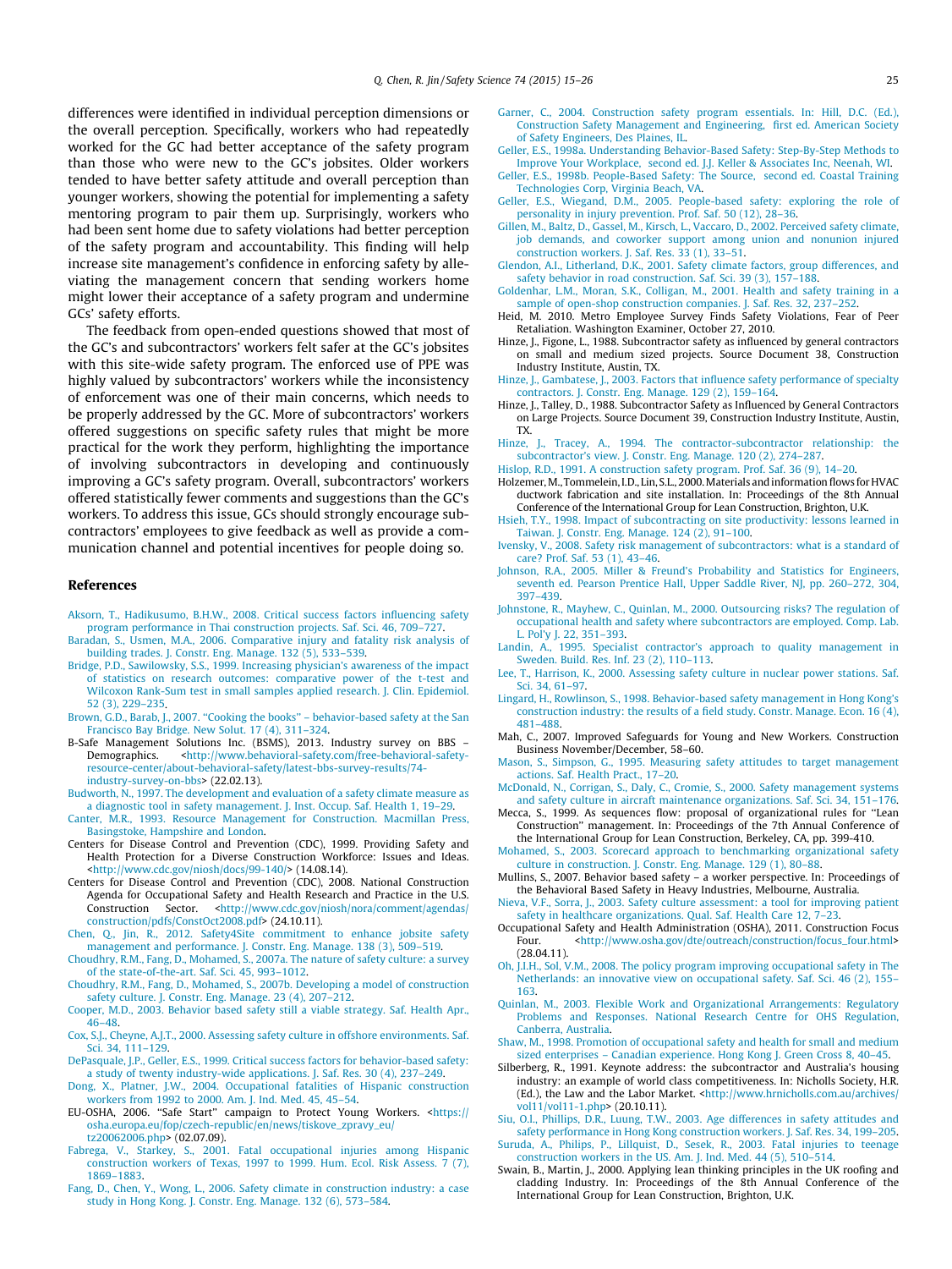differences were identified in individual perception dimensions or the overall perception. Specifically, workers who had repeatedly worked for the GC had better acceptance of the safety program than those who were new to the GC's jobsites. Older workers tended to have better safety attitude and overall perception than younger workers, showing the potential for implementing a safety mentoring program to pair them up. Surprisingly, workers who had been sent home due to safety violations had better perception of the safety program and accountability. This finding will help increase site management's confidence in enforcing safety by alleviating the management concern that sending workers home might lower their acceptance of a safety program and undermine GCs' safety efforts.

The feedback from open-ended questions showed that most of the GC's and subcontractors' workers felt safer at the GC's jobsites with this site-wide safety program. The enforced use of PPE was highly valued by subcontractors' workers while the inconsistency of enforcement was one of their main concerns, which needs to be properly addressed by the GC. More of subcontractors' workers offered suggestions on specific safety rules that might be more practical for the work they perform, highlighting the importance of involving subcontractors in developing and continuously improving a GC's safety program. Overall, subcontractors' workers offered statistically fewer comments and suggestions than the GC's workers. To address this issue, GCs should strongly encourage subcontractors' employees to give feedback as well as provide a communication channel and potential incentives for people doing so.

## References

Aksorn, T., Hadikusumo, B.H.W., 2008. Critical success factors influencing safety program performance in Thai construction projects. Saf. Sci. 46, 709–727.

Baradan, S., Usmen, M.A., 2006. Comparative injury and fatality risk analysis of building trades. J. Constr. Eng. Manage. 132 (5), 533–539.

Bridge, P.D., Sawilowsky, S.S., 1999. Increasing physician's awareness of the impact of statistics on research outcomes: comparative power of the t-test and Wilcoxon Rank-Sum test in small samples applied research. J. Clin. Epidemiol. 52 (3), 229–235.

Brown, G.D., Barab, J., 2007. "Cooking the books" – behavior-based safety at the San Francisco Bay Bridge. New Solut. 17 (4), 311–324.

B-Safe Management Solutions Inc. (BSMS), 2013. Industry survey on BBS – Demographics. <http://www.behavioral-safety.com/free-behavioral-safety-resource-center/about-behavioral-safety/latest-bbs-survey-results/74-industry-survey-on-bbs> (22.02.13).

Budworth, N., 1997. The development and evaluation of a safety climate measure as a diagnostic tool in safety management. J. Inst. Occup. Saf. Health 1, 19–29.

Canter, M.R., 1993. Resource Management for Construction. Macmillan Press, Basingstoke, Hampshire and London.

Centers for Disease Control and Prevention (CDC), 1999. Providing Safety and Health Protection for a Diverse Construction Workforce: Issues and Ideas. <http://www.cdc.gov/niosh/docs/99-140/> (14.08.14).

Centers for Disease Control and Prevention (CDC), 2008. National Construction Agenda for Occupational Safety and Health Research and Practice in the U.S. Construction Sector. <http://www.cdc.gov/niosh/nora/comment/agendas/construction/pdfs/ConstOct2008.pdf> (24.10.11).

Chen, Q., Jin, R., 2012. Safety4Site commitment to enhance jobsite safety management and performance. J. Constr. Eng. Manage. 138 (3), 509–519.

Choudhry, R.M., Fang, D., Mohamed, S., 2007a. The nature of safety culture: a survey of the state-of-the-art. Saf. Sci. 45, 993–1012.

Choudhry, R.M., Fang, D., Mohamed, S., 2007b. Developing a model of construction safety culture. J. Constr. Eng. Manage. 23 (4), 207–212.

Cooper, M.D., 2003. Behavior based safety still a viable strategy. Saf. Health Apr., 46–48.

Cox, S.J., Cheyne, A.J.T., 2000. Assessing safety culture in offshore environments. Saf. Sci. 34, 111–129.

DePasquale, J.P., Geller, E.S., 1999. Critical success factors for behavior-based safety: a study of twenty industry-wide applications. J. Saf. Res. 30 (4), 237–249.

Dong, X., Platner, J.W., 2004. Occupational fatalities of Hispanic construction workers from 1992 to 2000. Am. J. Ind. Med. 45, 45–54.

EU-OSHA, 2006. "Safe Start" campaign to Protect Young Workers. <https://osha.europa.eu/fop/czech-republic/en/news/tiskove_zpravy_eu/tz20062006.php> (02.07.09).

Fabrega, V., Starkey, S., 2001. Fatal occupational injuries among Hispanic construction workers of Texas, 1997 to 1999. Hum. Ecol. Risk Assess. 7 (7), 1869–1883.

Fang, D., Chen, Y., Wong, L., 2006. Safety climate in construction industry: a case study in Hong Kong. J. Constr. Eng. Manage. 132 (6), 573–584.

Garner, C., 2004. Construction safety program essentials. In: Hill, D.C. (Ed.), Construction Safety Management and Engineering, first ed. American Society of Safety Engineers, Des Plaines, IL.

Geller, E.S., 1998a. Understanding Behavior-Based Safety: Step-By-Step Methods to Improve Your Workplace, second ed. J.J. Keller & Associates Inc, Neenah, WI.

Geller, E.S., 1998b. People-Based Safety: The Source, second ed. Coastal Training Technologies Corp, Virginia Beach, VA.

Geller, E.S., Wiegand, D.M., 2005. People-based safety: exploring the role of personality in injury prevention. Prof. Saf. 50 (12), 28–36.

Gillen, M., Baltz, D., Gassel, M., Kirsch, L., Vaccaro, D., 2002. Perceived safety climate, job demands, and coworker support among union and nonunion injured construction workers. J. Saf. Res. 33 (1), 33–51.

Glendon, A.I., Litherland, D.K., 2001. Safety climate factors, group differences, and safety behavior in road construction. Saf. Sci. 39 (3), 157–188.

Goldenhar, L.M., Moran, S.K., Colligan, M., 2001. Health and safety training in a sample of open-shop construction companies. J. Saf. Res. 32, 237–252.

Heid, M. 2010. Metro Employee Survey Finds Safety Violations, Fear of Peer Retaliation. Washington Examiner, October 27, 2010.

Hinze, J., Figone, L., 1988. Subcontractor safety as influenced by general contractors on small and medium sized projects. Source Document 38, Construction Industry Institute, Austin, TX.

Hinze, J., Gambatese, J., 2003. Factors that influence safety performance of specialty contractors. J. Constr. Eng. Manage. 129 (2), 159–164.

Hinze, J., Talley, D., 1988. Subcontractor Safety as Influenced by General Contractors on Large Projects. Source Document 39, Construction Industry Institute, Austin, TX.

Hinze, J., Tracey, A., 1994. The contractor-subcontractor relationship: the subcontractor's view. J. Constr. Eng. Manage. 120 (2), 274–287.

Hislop, R.D., 1991. A construction safety program. Prof. Saf. 36 (9), 14–20.

Holzemer, M., Tommelein, I.D., Lin, S.L., 2000. Materials and information flows for HVAC ductwork fabrication and site installation. In: Proceedings of the 8th Annual Conference of the International Group for Lean Construction, Brighton, U.K.

Hsieh, T.Y., 1998. Impact of subcontracting on site productivity: lessons learned in Taiwan. J. Constr. Eng. Manage. 124 (2), 91–100.

Ivensky, V., 2008. Safety risk management of subcontractors: what is a standard of care? Prof. Saf. 53 (1), 43–46.

Johnson, R.A., 2005. Miller & Freund's Probability and Statistics for Engineers, seventh ed. Pearson Prentice Hall, Upper Saddle River, NJ, pp. 260–272, 304, 397–439.

Johnstone, R., Mayhew, C., Quinlan, M., 2000. Outsourcing risks? The regulation of occupational health and safety where subcontractors are employed. Comp. Lab. L. Pol'y J. 22, 351–393.

Landin, A., 1995. Specialist contractor's approach to quality management in Sweden. Build. Res. Inf. 23 (2), 110–113.

Lee, T., Harrison, K., 2000. Assessing safety culture in nuclear power stations. Saf. Sci. 34, 61–97.

Lingard, H., Rowlinson, S., 1998. Behavior-based safety management in Hong Kong's construction industry: the results of a field study. Constr. Manage. Econ. 16 (4), 481–488.

Mah, C., 2007. Improved Safeguards for Young and New Workers. Construction Business November/December, 58–60.

Mason, S., Simpson, G., 1995. Measuring safety attitudes to target management actions. Saf. Health Pract., 17–20.

McDonald, N., Corrigan, S., Daly, C., Cromie, S., 2000. Safety management systems and safety culture in aircraft maintenance organizations. Saf. Sci. 34, 151–176.

Mecca, S., 1999. As sequences flow: proposal of organizational rules for "Lean Construction" management. In: Proceedings of the 7th Annual Conference of the International Group for Lean Construction, Berkeley, CA, pp. 399-410.

Mohamed, S., 2003. Scorecard approach to benchmarking organizational safety culture in construction. J. Constr. Eng. Manage. 129 (1), 80–88.

Mullins, S., 2007. Behavior based safety – a worker perspective. In: Proceedings of the Behavioral Based Safety in Heavy Industries, Melbourne, Australia.

Nieva, V.F., Sorra, J., 2003. Safety culture assessment: a tool for improving patient safety in healthcare organizations. Qual. Saf. Health Care 12, 7–23.

Occupational Safety and Health Administration (OSHA), 2011. Construction Focus Four. <http://www.osha.gov/dte/outreach/construction/focus_four.html> (28.04.11).

Oh, J.I.H., Sol, V.M., 2008. The policy program improving occupational safety in The Netherlands: an innovative view on occupational safety. Saf. Sci. 46 (2), 155–163.

Quinlan, M., 2003. Flexible Work and Organizational Arrangements: Regulatory Problems and Responses. National Research Centre for OHS Regulation, Canberra, Australia.

Shaw, M., 1998. Promotion of occupational safety and health for small and medium sized enterprises – Canadian experience. Hong Kong J. Green Cross 8, 40–45.

Silberberg, R., 1991. Keynote address: the subcontractor and Australia's housing industry: an example of world class competitiveness. In: Nicholls Society, H.R. (Ed.), the Law and the Labor Market. <http://www.hrnicholls.com.au/archives/vol11/vol11-1.php> (20.10.11).

Siu, O.I., Phillips, D.R., Luung, T.W., 2003. Age differences in safety attitudes and safety performance in Hong Kong construction workers. J. Saf. Res. 34, 199–205.

Suruda, A., Philips, P., Lillquist, D., Sesek, R., 2003. Fatal injuries to teenage construction workers in the US. Am. J. Ind. Med. 44 (5), 510–514.

Swain, B., Martin, J., 2000. Applying lean thinking principles in the UK roofing and cladding Industry. In: Proceedings of the 8th Annual Conference of the International Group for Lean Construction, Brighton, U.K.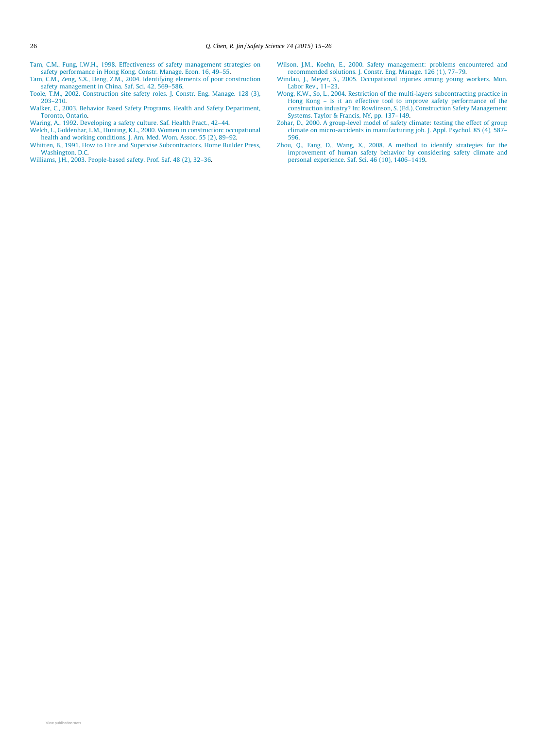Tam, C.M., Fung, I.W.H., 1998. Effectiveness of safety management strategies on safety performance in Hong Kong. Constr. Manage. Econ. 16, 49–55.

Tam, C.M., Zeng, S.X., Deng, Z.M., 2004. Identifying elements of poor construction safety management in China. Saf. Sci. 42, 569–586.

Toole, T.M., 2002. Construction site safety roles. J. Constr. Eng. Manage. 128 (3), 203–210.

Walker, C., 2003. Behavior Based Safety Programs. Health and Safety Department, Toronto, Ontario.

Waring, A., 1992. Developing a safety culture. Saf. Health Pract., 42–44.

Welch, L., Goldenhar, L.M., Hunting, K.L., 2000. Women in construction: occupational health and working conditions. J. Am. Med. Wom. Assoc. 55 (2), 89–92.

Whitten, B., 1991. How to Hire and Supervise Subcontractors. Home Builder Press, Washington, D.C.

Williams, J.H., 2003. People-based safety. Prof. Saf. 48 (2), 32–36.

Wilson, J.M., Koehn, E., 2000. Safety management: problems encountered and recommended solutions. J. Constr. Eng. Manage. 126 (1), 77–79.

Windau, J., Meyer, S., 2005. Occupational injuries among young workers. Mon. Labor Rev., 11–23.

Wong, K.W., So, L., 2004. Restriction of the multi-layers subcontracting practice in Hong Kong – Is it an effective tool to improve safety performance of the construction industry? In: Rowlinson, S. (Ed.), Construction Safety Management Systems. Taylor & Francis, NY, pp. 137–149.

Zohar, D., 2000. A group-level model of safety climate: testing the effect of group climate on micro-accidents in manufacturing job. J. Appl. Psychol. 85 (4), 587–596.

Zhou, Q., Fang, D., Wang, X., 2008. A method to identify strategies for the improvement of human safety behavior by considering safety climate and personal experience. Saf. Sci. 46 (10), 1406–1419.